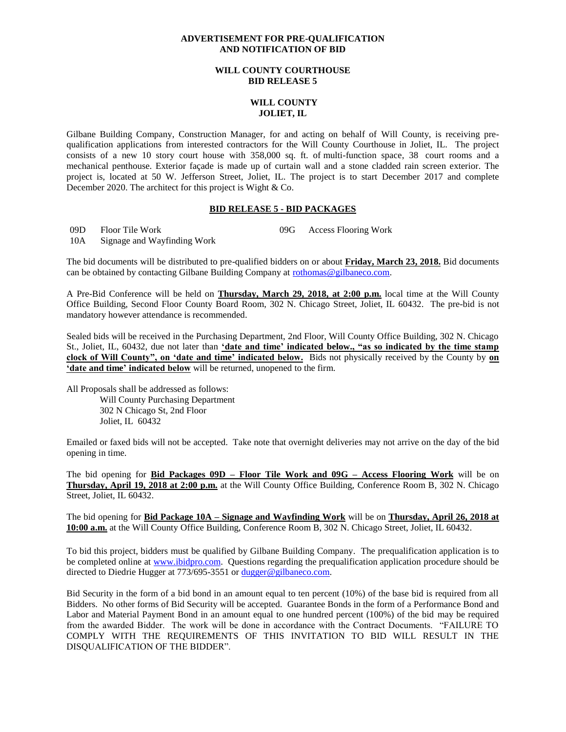**ADVERTISEMENT FOR PRE-QUALIFICATION
AND NOTIFICATION OF BID**

**WILL COUNTY COURTHOUSE
BID RELEASE 5**

**WILL COUNTY
JOLIET, IL**

Gilbane Building Company, Construction Manager, for and acting on behalf of Will County, is receiving pre-qualification applications from interested contractors for the Will County Courthouse in Joliet, IL. The project consists of a new 10 story court house with 358,000 sq. ft. of multi-function space, 38 court rooms and a mechanical penthouse. Exterior façade is made up of curtain wall and a stone cladded rain screen exterior. The project is, located at 50 W. Jefferson Street, Joliet, IL. The project is to start December 2017 and complete December 2020. The architect for this project is Wight & Co.

**BID RELEASE 5 - BID PACKAGES**

09D Floor Tile Work

09G Access Flooring Work

10A Signage and Wayfinding Work

The bid documents will be distributed to pre-qualified bidders on or about **Friday, March 23, 2018.** Bid documents can be obtained by contacting Gilbane Building Company at rothomas@gilbaneco.com.

A Pre-Bid Conference will be held on **Thursday, March 29, 2018, at 2:00 p.m.** local time at the Will County Office Building, Second Floor County Board Room, 302 N. Chicago Street, Joliet, IL 60432. The pre-bid is not mandatory however attendance is recommended.

Sealed bids will be received in the Purchasing Department, 2nd Floor, Will County Office Building, 302 N. Chicago St., Joliet, IL, 60432, due not later than **'date and time' indicated below., "as so indicated by the time stamp clock of Will County", on 'date and time' indicated below.** Bids not physically received by the County by **on 'date and time' indicated below** will be returned, unopened to the firm.

All Proposals shall be addressed as follows:

Will County Purchasing Department
302 N Chicago St, 2nd Floor
Joliet, IL 60432

Emailed or faxed bids will not be accepted. Take note that overnight deliveries may not arrive on the day of the bid opening in time.

The bid opening for **Bid Packages 09D – Floor Tile Work and 09G – Access Flooring Work** will be on **Thursday, April 19, 2018 at 2:00 p.m.** at the Will County Office Building, Conference Room B, 302 N. Chicago Street, Joliet, IL 60432.

The bid opening for **Bid Package 10A – Signage and Wayfinding Work** will be on **Thursday, April 26, 2018 at 10:00 a.m.** at the Will County Office Building, Conference Room B, 302 N. Chicago Street, Joliet, IL 60432.

To bid this project, bidders must be qualified by Gilbane Building Company. The prequalification application is to be completed online at www.ibidpro.com. Questions regarding the prequalification application procedure should be directed to Diedrie Hugger at 773/695-3551 or dugger@gilbaneco.com.

Bid Security in the form of a bid bond in an amount equal to ten percent (10%) of the base bid is required from all Bidders. No other forms of Bid Security will be accepted. Guarantee Bonds in the form of a Performance Bond and Labor and Material Payment Bond in an amount equal to one hundred percent (100%) of the bid may be required from the awarded Bidder. The work will be done in accordance with the Contract Documents. "FAILURE TO COMPLY WITH THE REQUIREMENTS OF THIS INVITATION TO BID WILL RESULT IN THE DISQUALIFICATION OF THE BIDDER".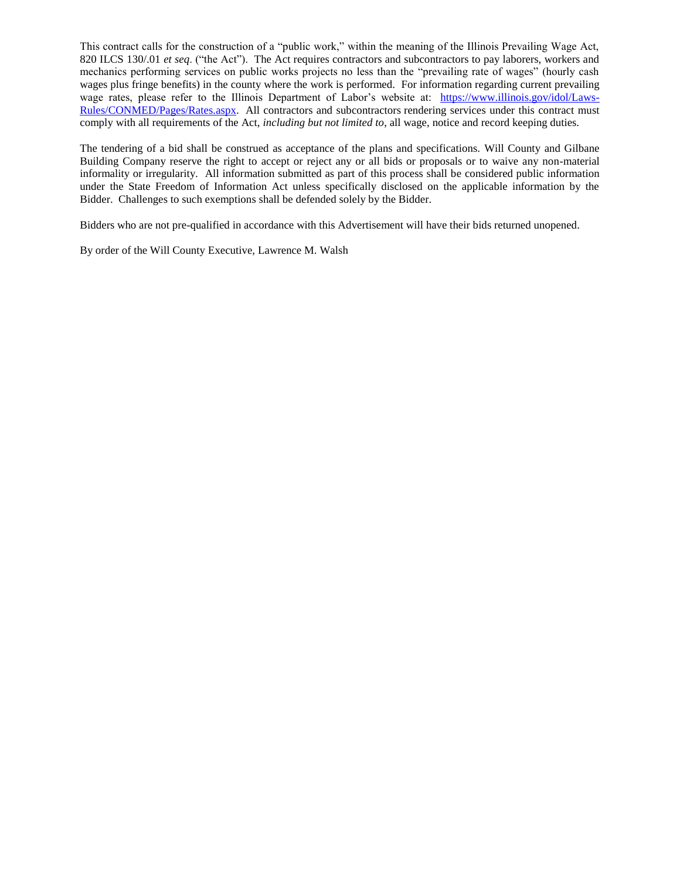This contract calls for the construction of a "public work," within the meaning of the Illinois Prevailing Wage Act, 820 ILCS 130/.01 *et seq*. ("the Act"). The Act requires contractors and subcontractors to pay laborers, workers and mechanics performing services on public works projects no less than the "prevailing rate of wages" (hourly cash wages plus fringe benefits) in the county where the work is performed. For information regarding current prevailing wage rates, please refer to the Illinois Department of Labor's website at: [https://www.illinois.gov/idol/Laws-Rules/CONMED/Pages/Rates.aspx](https://www.illinois.gov/idol/Laws-Rules/CONMED/Pages/Rates.aspx). All contractors and subcontractors rendering services under this contract must comply with all requirements of the Act, *including but not limited to*, all wage, notice and record keeping duties.

The tendering of a bid shall be construed as acceptance of the plans and specifications. Will County and Gilbane Building Company reserve the right to accept or reject any or all bids or proposals or to waive any non-material informality or irregularity. All information submitted as part of this process shall be considered public information under the State Freedom of Information Act unless specifically disclosed on the applicable information by the Bidder. Challenges to such exemptions shall be defended solely by the Bidder.

Bidders who are not pre-qualified in accordance with this Advertisement will have their bids returned unopened.

By order of the Will County Executive, Lawrence M. Walsh